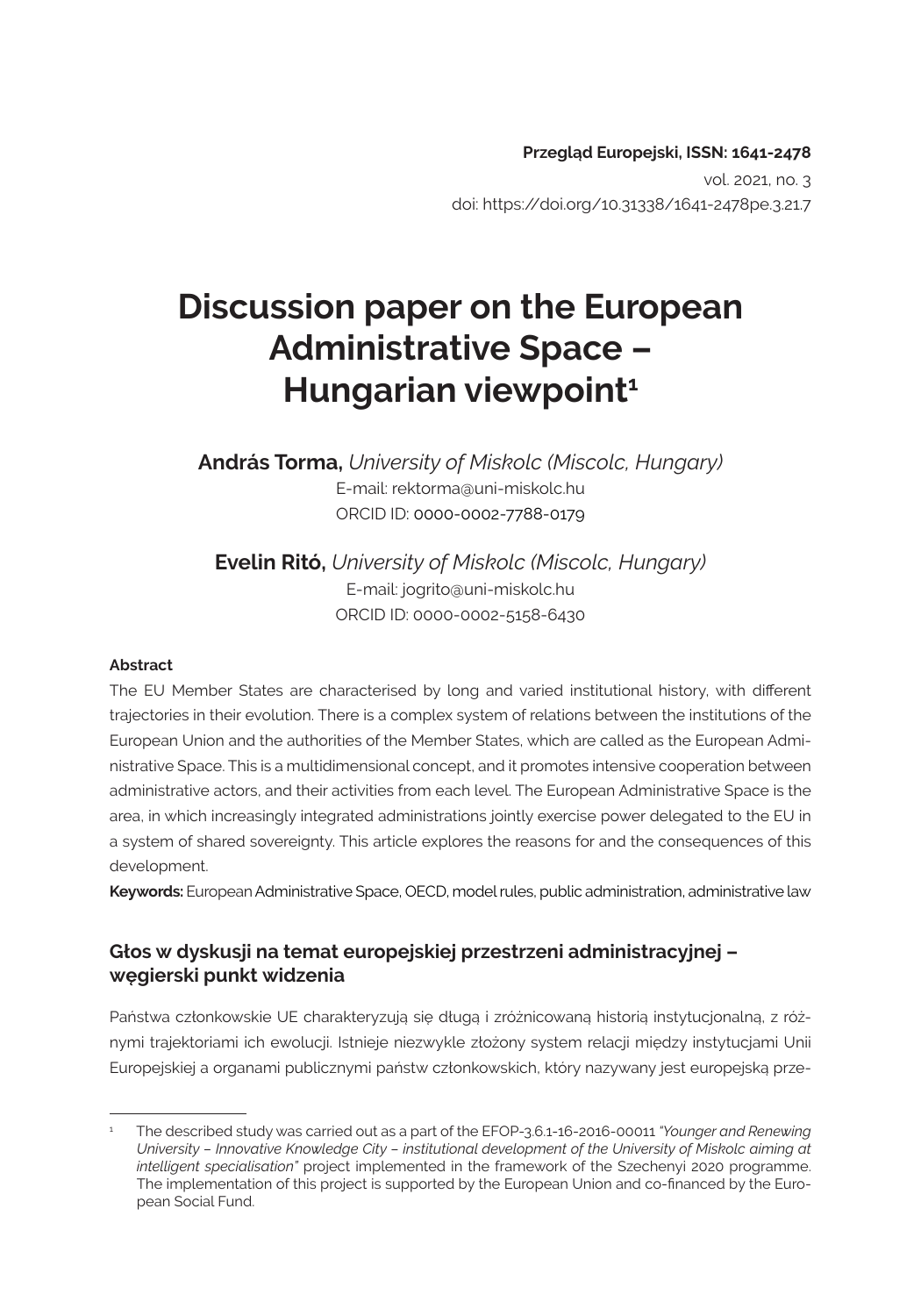**Przegląd Europejski, ISSN: 1641-2478**
vol. 2021, no. 3
doi: https://doi.org/10.31338/1641-2478pe.3.21.7

# Discussion paper on the European Administrative Space – Hungarian viewpoint[1]

**András Torma,** *University of Miskolc (Miscolc, Hungary)*
E-mail: rektorma@uni-miskolc.hu
ORCID ID: 0000-0002-7788-0179

**Evelin Ritó,** *University of Miskolc (Miscolc, Hungary)*
E-mail: jogrito@uni-miskolc.hu
ORCID ID: 0000-0002-5158-6430

**Abstract**

The EU Member States are characterised by long and varied institutional history, with different trajectories in their evolution. There is a complex system of relations between the institutions of the European Union and the authorities of the Member States, which are called as the European Administrative Space. This is a multidimensional concept, and it promotes intensive cooperation between administrative actors, and their activities from each level. The European Administrative Space is the area, in which increasingly integrated administrations jointly exercise power delegated to the EU in a system of shared sovereignty. This article explores the reasons for and the consequences of this development.

**Keywords:** European Administrative Space, OECD, model rules, public administration, administrative law

## Głos w dyskusji na temat europejskiej przestrzeni administracyjnej – węgierski punkt widzenia

Państwa członkowskie UE charakteryzują się długą i zróżnicowaną historią instytucjonalną, z różnymi trajektoriami ich ewolucji. Istnieje niezwykle złożony system relacji między instytucjami Unii Europejskiej a organami publicznymi państw członkowskich, który nazywany jest europejską prze-

---

[1] The described study was carried out as a part of the EFOP-3.6.1-16-2016-00011 "*Younger and Renewing University – Innovative Knowledge City – institutional development of the University of Miskolc aiming at intelligent specialisation*" project implemented in the framework of the Szechenyi 2020 programme. The implementation of this project is supported by the European Union and co-financed by the European Social Fund.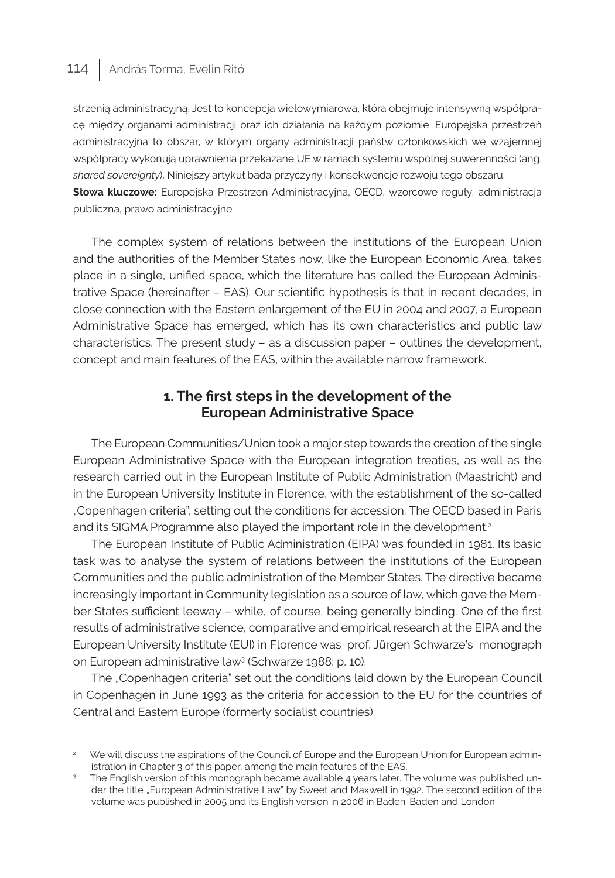strzenią administracyjną. Jest to koncepcja wielowymiarowa, która obejmuje intensywną współpracę między organami administracji oraz ich działania na każdym poziomie. Europejska przestrzeń administracyjna to obszar, w którym organy administracji państw członkowskich we wzajemnej współpracy wykonują uprawnienia przekazane UE w ramach systemu wspólnej suwerenności (ang. *shared sovereignty*). Niniejszy artykuł bada przyczyny i konsekwencje rozwoju tego obszaru.

**Słowa kluczowe:** Europejska Przestrzeń Administracyjna, OECD, wzorcowe reguły, administracja publiczna, prawo administracyjne

The complex system of relations between the institutions of the European Union and the authorities of the Member States now, like the European Economic Area, takes place in a single, unified space, which the literature has called the European Administrative Space (hereinafter – EAS). Our scientific hypothesis is that in recent decades, in close connection with the Eastern enlargement of the EU in 2004 and 2007, a European Administrative Space has emerged, which has its own characteristics and public law characteristics. The present study – as a discussion paper – outlines the development, concept and main features of the EAS, within the available narrow framework.

## 1. The first steps in the development of the European Administrative Space

The European Communities/Union took a major step towards the creation of the single European Administrative Space with the European integration treaties, as well as the research carried out in the European Institute of Public Administration (Maastricht) and in the European University Institute in Florence, with the establishment of the so-called „Copenhagen criteria", setting out the conditions for accession. The OECD based in Paris and its SIGMA Programme also played the important role in the development.[2]

The European Institute of Public Administration (EIPA) was founded in 1981. Its basic task was to analyse the system of relations between the institutions of the European Communities and the public administration of the Member States. The directive became increasingly important in Community legislation as a source of law, which gave the Member States sufficient leeway – while, of course, being generally binding. One of the first results of administrative science, comparative and empirical research at the EIPA and the European University Institute (EUI) in Florence was prof. Jürgen Schwarze's monograph on European administrative law[3] (Schwarze 1988: p. 10).

The „Copenhagen criteria" set out the conditions laid down by the European Council in Copenhagen in June 1993 as the criteria for accession to the EU for the countries of Central and Eastern Europe (formerly socialist countries).

---

[2] We will discuss the aspirations of the Council of Europe and the European Union for European administration in Chapter 3 of this paper, among the main features of the EAS.

[3] The English version of this monograph became available 4 years later. The volume was published under the title „European Administrative Law" by Sweet and Maxwell in 1992. The second edition of the volume was published in 2005 and its English version in 2006 in Baden-Baden and London.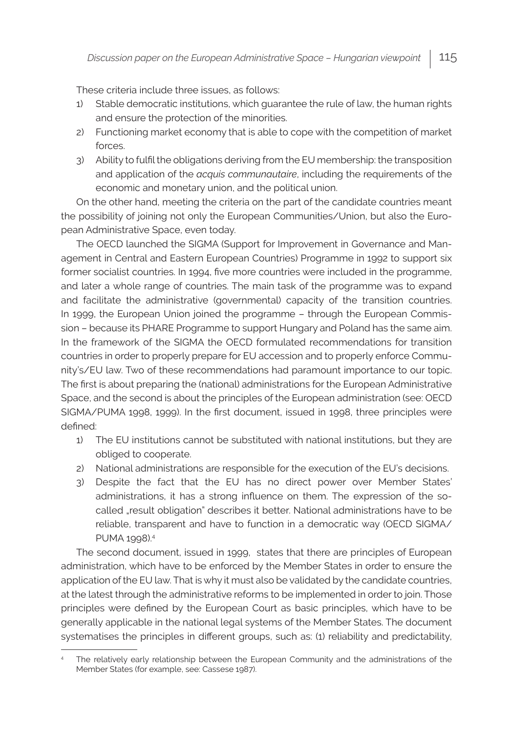These criteria include three issues, as follows:

1) Stable democratic institutions, which guarantee the rule of law, the human rights and ensure the protection of the minorities.
2) Functioning market economy that is able to cope with the competition of market forces.
3) Ability to fulfil the obligations deriving from the EU membership: the transposition and application of the *acquis communautaire*, including the requirements of the economic and monetary union, and the political union.

On the other hand, meeting the criteria on the part of the candidate countries meant the possibility of joining not only the European Communities/Union, but also the European Administrative Space, even today.

The OECD launched the SIGMA (Support for Improvement in Governance and Management in Central and Eastern European Countries) Programme in 1992 to support six former socialist countries. In 1994, five more countries were included in the programme, and later a whole range of countries. The main task of the programme was to expand and facilitate the administrative (governmental) capacity of the transition countries. In 1999, the European Union joined the programme – through the European Commission – because its PHARE Programme to support Hungary and Poland has the same aim. In the framework of the SIGMA the OECD formulated recommendations for transition countries in order to properly prepare for EU accession and to properly enforce Community's/EU law. Two of these recommendations had paramount importance to our topic. The first is about preparing the (national) administrations for the European Administrative Space, and the second is about the principles of the European administration (see: OECD SIGMA/PUMA 1998, 1999). In the first document, issued in 1998, three principles were defined:

1) The EU institutions cannot be substituted with national institutions, but they are obliged to cooperate.
2) National administrations are responsible for the execution of the EU's decisions.
3) Despite the fact that the EU has no direct power over Member States' administrations, it has a strong influence on them. The expression of the so-called „result obligation" describes it better. National administrations have to be reliable, transparent and have to function in a democratic way (OECD SIGMA/PUMA 1998).[4]

The second document, issued in 1999, states that there are principles of European administration, which have to be enforced by the Member States in order to ensure the application of the EU law. That is why it must also be validated by the candidate countries, at the latest through the administrative reforms to be implemented in order to join. Those principles were defined by the European Court as basic principles, which have to be generally applicable in the national legal systems of the Member States. The document systematises the principles in different groups, such as: (1) reliability and predictability,

[4] The relatively early relationship between the European Community and the administrations of the Member States (for example, see: Cassese 1987).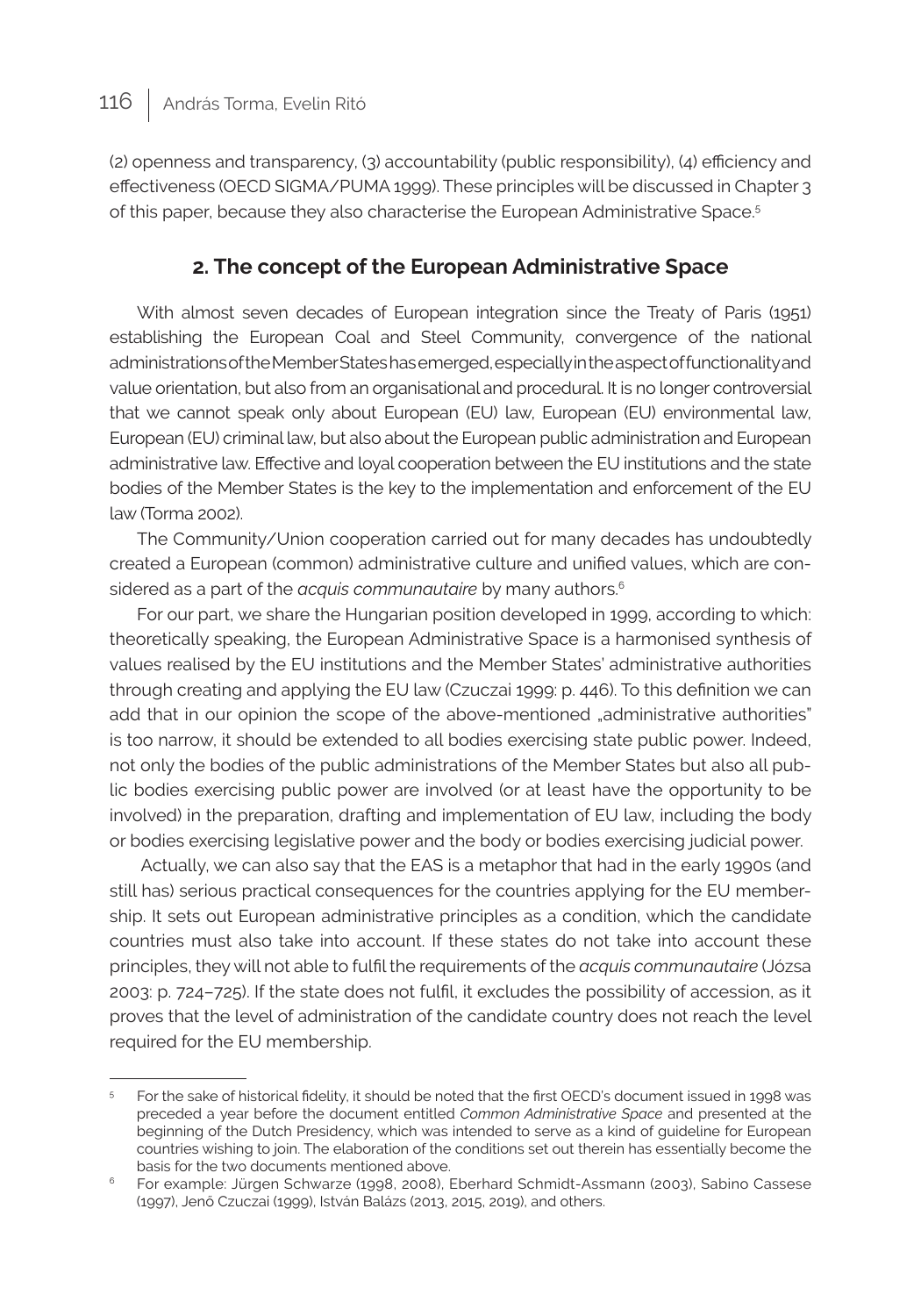(2) openness and transparency, (3) accountability (public responsibility), (4) efficiency and effectiveness (OECD SIGMA/PUMA 1999). These principles will be discussed in Chapter 3 of this paper, because they also characterise the European Administrative Space.[5]

## 2. The concept of the European Administrative Space

With almost seven decades of European integration since the Treaty of Paris (1951) establishing the European Coal and Steel Community, convergence of the national administrations of the Member States has emerged, especially in the aspect of functionality and value orientation, but also from an organisational and procedural. It is no longer controversial that we cannot speak only about European (EU) law, European (EU) environmental law, European (EU) criminal law, but also about the European public administration and European administrative law. Effective and loyal cooperation between the EU institutions and the state bodies of the Member States is the key to the implementation and enforcement of the EU law (Torma 2002).

The Community/Union cooperation carried out for many decades has undoubtedly created a European (common) administrative culture and unified values, which are considered as a part of the *acquis communautaire* by many authors.[6]

For our part, we share the Hungarian position developed in 1999, according to which: theoretically speaking, the European Administrative Space is a harmonised synthesis of values realised by the EU institutions and the Member States' administrative authorities through creating and applying the EU law (Czuczai 1999: p. 446). To this definition we can add that in our opinion the scope of the above-mentioned „administrative authorities" is too narrow, it should be extended to all bodies exercising state public power. Indeed, not only the bodies of the public administrations of the Member States but also all public bodies exercising public power are involved (or at least have the opportunity to be involved) in the preparation, drafting and implementation of EU law, including the body or bodies exercising legislative power and the body or bodies exercising judicial power.

Actually, we can also say that the EAS is a metaphor that had in the early 1990s (and still has) serious practical consequences for the countries applying for the EU membership. It sets out European administrative principles as a condition, which the candidate countries must also take into account. If these states do not take into account these principles, they will not able to fulfil the requirements of the *acquis communautaire* (Józsa 2003: p. 724–725). If the state does not fulfil, it excludes the possibility of accession, as it proves that the level of administration of the candidate country does not reach the level required for the EU membership.

---

[5] For the sake of historical fidelity, it should be noted that the first OECD's document issued in 1998 was preceded a year before the document entitled *Common Administrative Space* and presented at the beginning of the Dutch Presidency, which was intended to serve as a kind of guideline for European countries wishing to join. The elaboration of the conditions set out therein has essentially become the basis for the two documents mentioned above.

[6] For example: Jürgen Schwarze (1998, 2008), Eberhard Schmidt-Assmann (2003), Sabino Cassese (1997), Jenő Czuczai (1999), István Balázs (2013, 2015, 2019), and others.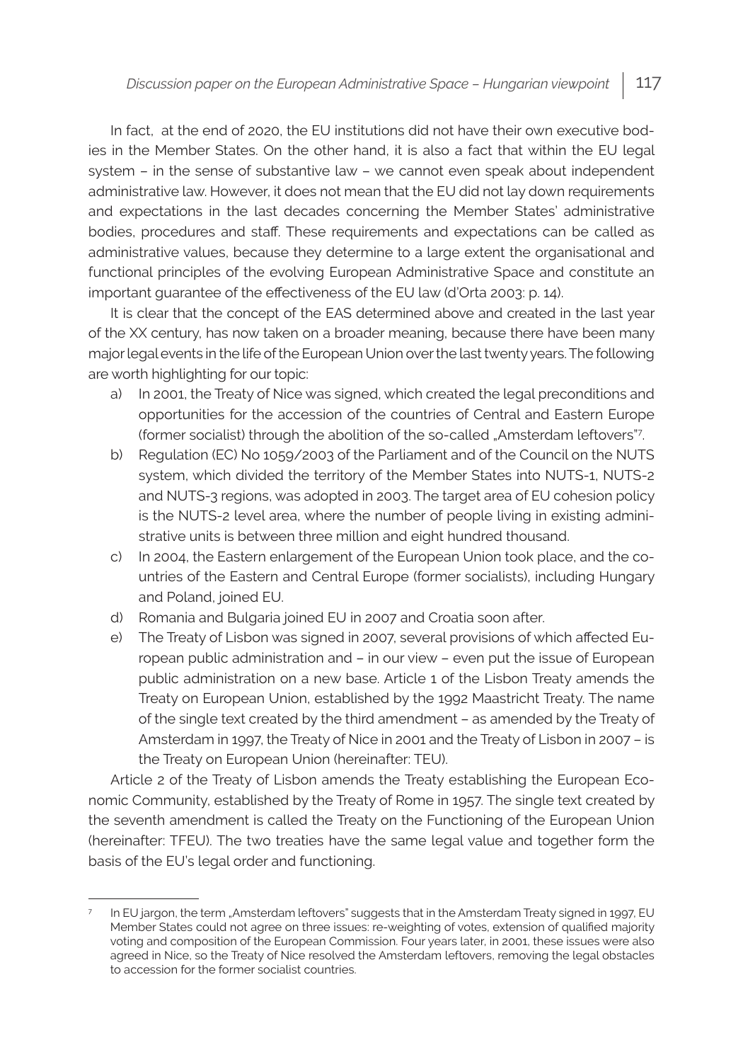In fact, at the end of 2020, the EU institutions did not have their own executive bodies in the Member States. On the other hand, it is also a fact that within the EU legal system – in the sense of substantive law – we cannot even speak about independent administrative law. However, it does not mean that the EU did not lay down requirements and expectations in the last decades concerning the Member States' administrative bodies, procedures and staff. These requirements and expectations can be called as administrative values, because they determine to a large extent the organisational and functional principles of the evolving European Administrative Space and constitute an important guarantee of the effectiveness of the EU law (d'Orta 2003: p. 14).

It is clear that the concept of the EAS determined above and created in the last year of the XX century, has now taken on a broader meaning, because there have been many major legal events in the life of the European Union over the last twenty years. The following are worth highlighting for our topic:

a) In 2001, the Treaty of Nice was signed, which created the legal preconditions and opportunities for the accession of the countries of Central and Eastern Europe (former socialist) through the abolition of the so-called „Amsterdam leftovers"[7].
b) Regulation (EC) No 1059/2003 of the Parliament and of the Council on the NUTS system, which divided the territory of the Member States into NUTS-1, NUTS-2 and NUTS-3 regions, was adopted in 2003. The target area of EU cohesion policy is the NUTS-2 level area, where the number of people living in existing administrative units is between three million and eight hundred thousand.
c) In 2004, the Eastern enlargement of the European Union took place, and the countries of the Eastern and Central Europe (former socialists), including Hungary and Poland, joined EU.
d) Romania and Bulgaria joined EU in 2007 and Croatia soon after.
e) The Treaty of Lisbon was signed in 2007, several provisions of which affected European public administration and – in our view – even put the issue of European public administration on a new base. Article 1 of the Lisbon Treaty amends the Treaty on European Union, established by the 1992 Maastricht Treaty. The name of the single text created by the third amendment – as amended by the Treaty of Amsterdam in 1997, the Treaty of Nice in 2001 and the Treaty of Lisbon in 2007 – is the Treaty on European Union (hereinafter: TEU).

Article 2 of the Treaty of Lisbon amends the Treaty establishing the European Economic Community, established by the Treaty of Rome in 1957. The single text created by the seventh amendment is called the Treaty on the Functioning of the European Union (hereinafter: TFEU). The two treaties have the same legal value and together form the basis of the EU's legal order and functioning.

---

[7] In EU jargon, the term „Amsterdam leftovers" suggests that in the Amsterdam Treaty signed in 1997, EU Member States could not agree on three issues: re-weighting of votes, extension of qualified majority voting and composition of the European Commission. Four years later, in 2001, these issues were also agreed in Nice, so the Treaty of Nice resolved the Amsterdam leftovers, removing the legal obstacles to accession for the former socialist countries.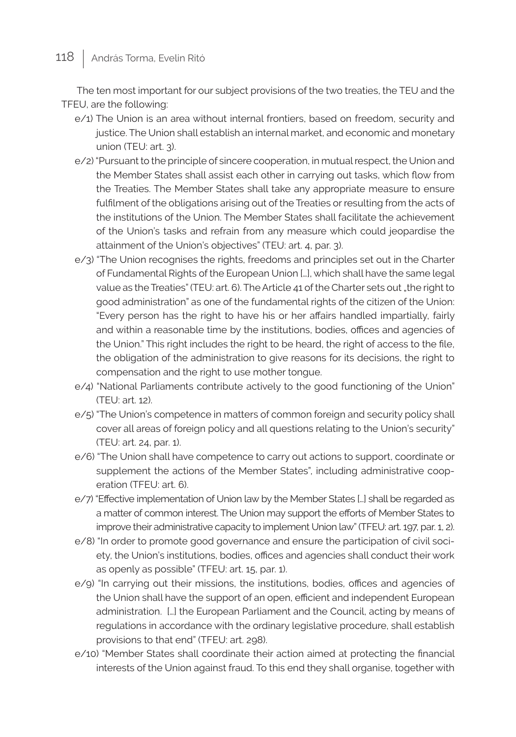The ten most important for our subject provisions of the two treaties, the TEU and the TFEU, are the following:

- e/1) The Union is an area without internal frontiers, based on freedom, security and justice. The Union shall establish an internal market, and economic and monetary union (TEU: art. 3).
- e/2) "Pursuant to the principle of sincere cooperation, in mutual respect, the Union and the Member States shall assist each other in carrying out tasks, which flow from the Treaties. The Member States shall take any appropriate measure to ensure fulfilment of the obligations arising out of the Treaties or resulting from the acts of the institutions of the Union. The Member States shall facilitate the achievement of the Union's tasks and refrain from any measure which could jeopardise the attainment of the Union's objectives" (TEU: art. 4, par. 3).
- e/3) "The Union recognises the rights, freedoms and principles set out in the Charter of Fundamental Rights of the European Union […], which shall have the same legal value as the Treaties" (TEU: art. 6). The Article 41 of the Charter sets out „the right to good administration" as one of the fundamental rights of the citizen of the Union: "Every person has the right to have his or her affairs handled impartially, fairly and within a reasonable time by the institutions, bodies, offices and agencies of the Union." This right includes the right to be heard, the right of access to the file, the obligation of the administration to give reasons for its decisions, the right to compensation and the right to use mother tongue.
- e/4) "National Parliaments contribute actively to the good functioning of the Union" (TEU: art. 12).
- e/5) "The Union's competence in matters of common foreign and security policy shall cover all areas of foreign policy and all questions relating to the Union's security" (TEU: art. 24, par. 1).
- e/6) "The Union shall have competence to carry out actions to support, coordinate or supplement the actions of the Member States", including administrative cooperation (TFEU: art. 6).
- e/7) "Effective implementation of Union law by the Member States […] shall be regarded as a matter of common interest. The Union may support the efforts of Member States to improve their administrative capacity to implement Union law" (TFEU: art. 197, par. 1, 2).
- e/8) "In order to promote good governance and ensure the participation of civil society, the Union's institutions, bodies, offices and agencies shall conduct their work as openly as possible" (TFEU: art. 15, par. 1).
- e/9) "In carrying out their missions, the institutions, bodies, offices and agencies of the Union shall have the support of an open, efficient and independent European administration. […] the European Parliament and the Council, acting by means of regulations in accordance with the ordinary legislative procedure, shall establish provisions to that end" (TFEU: art. 298).
- e/10) "Member States shall coordinate their action aimed at protecting the financial interests of the Union against fraud. To this end they shall organise, together with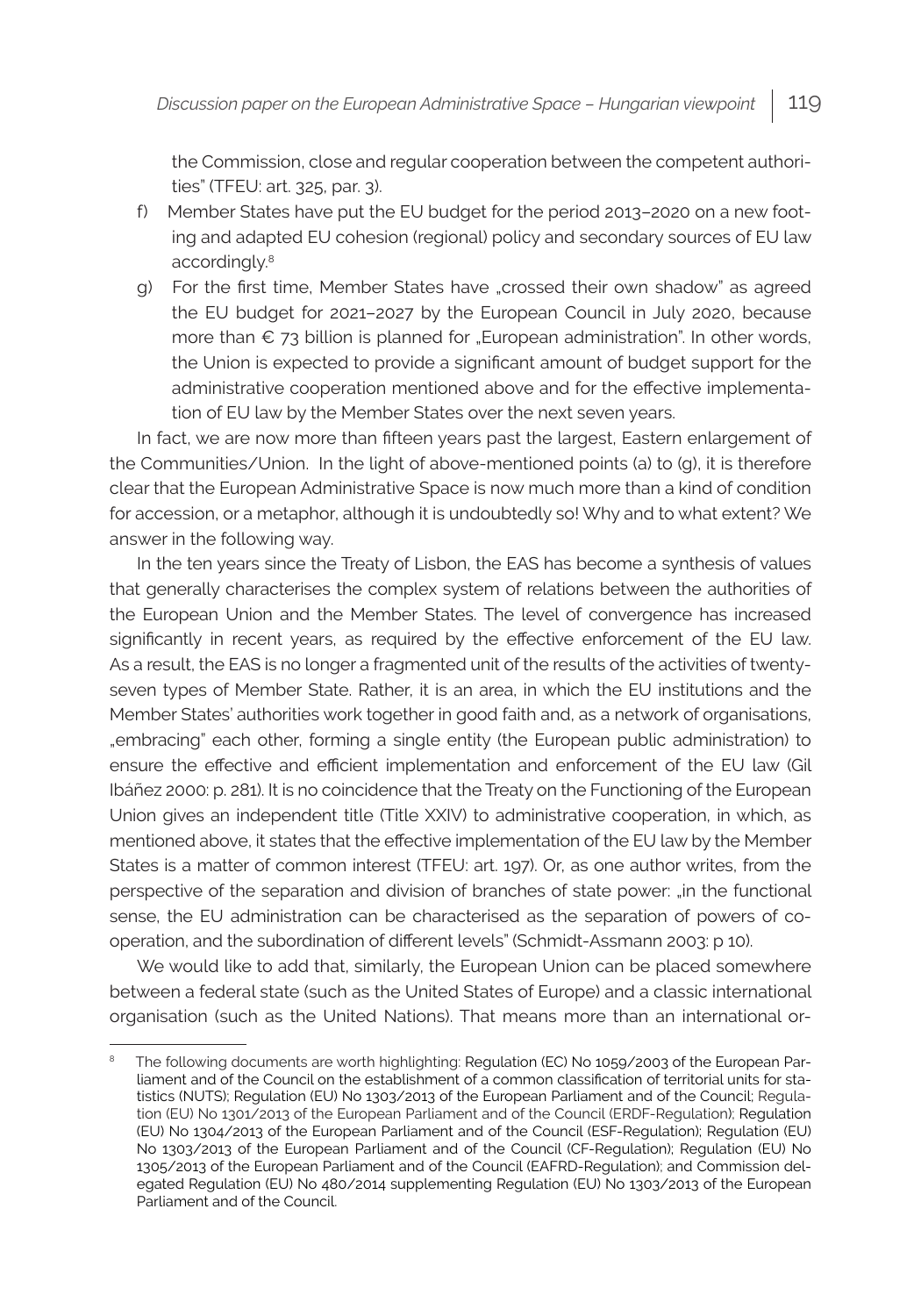the Commission, close and regular cooperation between the competent authorities" (TFEU: art. 325, par. 3).

f) Member States have put the EU budget for the period 2013–2020 on a new footing and adapted EU cohesion (regional) policy and secondary sources of EU law accordingly.[8]

g) For the first time, Member States have „crossed their own shadow" as agreed the EU budget for 2021–2027 by the European Council in July 2020, because more than € 73 billion is planned for „European administration". In other words, the Union is expected to provide a significant amount of budget support for the administrative cooperation mentioned above and for the effective implementation of EU law by the Member States over the next seven years.

In fact, we are now more than fifteen years past the largest, Eastern enlargement of the Communities/Union. In the light of above-mentioned points (a) to (g), it is therefore clear that the European Administrative Space is now much more than a kind of condition for accession, or a metaphor, although it is undoubtedly so! Why and to what extent? We answer in the following way.

In the ten years since the Treaty of Lisbon, the EAS has become a synthesis of values that generally characterises the complex system of relations between the authorities of the European Union and the Member States. The level of convergence has increased significantly in recent years, as required by the effective enforcement of the EU law. As a result, the EAS is no longer a fragmented unit of the results of the activities of twenty-seven types of Member State. Rather, it is an area, in which the EU institutions and the Member States' authorities work together in good faith and, as a network of organisations, „embracing" each other, forming a single entity (the European public administration) to ensure the effective and efficient implementation and enforcement of the EU law (Gil Ibáñez 2000: p. 281). It is no coincidence that the Treaty on the Functioning of the European Union gives an independent title (Title XXIV) to administrative cooperation, in which, as mentioned above, it states that the effective implementation of the EU law by the Member States is a matter of common interest (TFEU: art. 197). Or, as one author writes, from the perspective of the separation and division of branches of state power: „in the functional sense, the EU administration can be characterised as the separation of powers of co-operation, and the subordination of different levels" (Schmidt-Assmann 2003: p 10).

We would like to add that, similarly, the European Union can be placed somewhere between a federal state (such as the United States of Europe) and a classic international organisation (such as the United Nations). That means more than an international or-

[8] The following documents are worth highlighting: Regulation (EC) No 1059/2003 of the European Parliament and of the Council on the establishment of a common classification of territorial units for statistics (NUTS); Regulation (EU) No 1303/2013 of the European Parliament and of the Council; Regulation (EU) No 1301/2013 of the European Parliament and of the Council (ERDF-Regulation); Regulation (EU) No 1304/2013 of the European Parliament and of the Council (ESF-Regulation); Regulation (EU) No 1303/2013 of the European Parliament and of the Council (CF-Regulation); Regulation (EU) No 1305/2013 of the European Parliament and of the Council (EAFRD-Regulation); and Commission delegated Regulation (EU) No 480/2014 supplementing Regulation (EU) No 1303/2013 of the European Parliament and of the Council.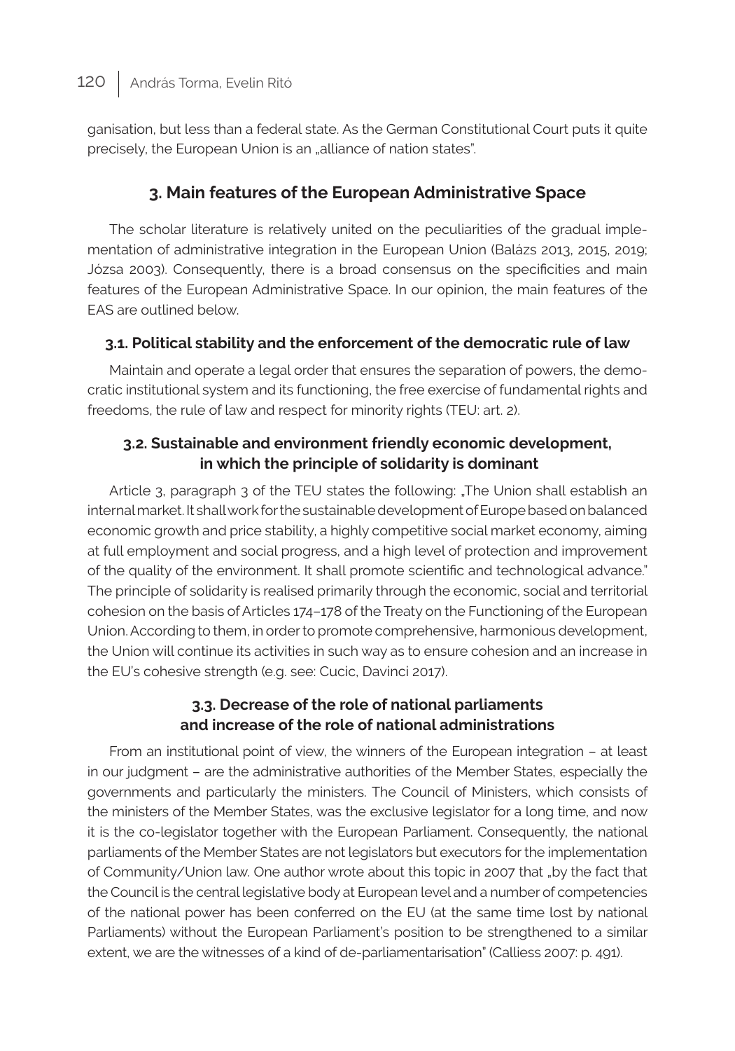ganisation, but less than a federal state. As the German Constitutional Court puts it quite precisely, the European Union is an „alliance of nation states".

## 3. Main features of the European Administrative Space

The scholar literature is relatively united on the peculiarities of the gradual implementation of administrative integration in the European Union (Balázs 2013, 2015, 2019; Józsa 2003). Consequently, there is a broad consensus on the specificities and main features of the European Administrative Space. In our opinion, the main features of the EAS are outlined below.

### 3.1. Political stability and the enforcement of the democratic rule of law

Maintain and operate a legal order that ensures the separation of powers, the democratic institutional system and its functioning, the free exercise of fundamental rights and freedoms, the rule of law and respect for minority rights (TEU: art. 2).

### 3.2. Sustainable and environment friendly economic development, in which the principle of solidarity is dominant

Article 3, paragraph 3 of the TEU states the following: „The Union shall establish an internal market. It shall work for the sustainable development of Europe based on balanced economic growth and price stability, a highly competitive social market economy, aiming at full employment and social progress, and a high level of protection and improvement of the quality of the environment. It shall promote scientific and technological advance." The principle of solidarity is realised primarily through the economic, social and territorial cohesion on the basis of Articles 174–178 of the Treaty on the Functioning of the European Union. According to them, in order to promote comprehensive, harmonious development, the Union will continue its activities in such way as to ensure cohesion and an increase in the EU's cohesive strength (e.g. see: Cucic, Davinci 2017).

### 3.3. Decrease of the role of national parliaments and increase of the role of national administrations

From an institutional point of view, the winners of the European integration – at least in our judgment – are the administrative authorities of the Member States, especially the governments and particularly the ministers. The Council of Ministers, which consists of the ministers of the Member States, was the exclusive legislator for a long time, and now it is the co-legislator together with the European Parliament. Consequently, the national parliaments of the Member States are not legislators but executors for the implementation of Community/Union law. One author wrote about this topic in 2007 that „by the fact that the Council is the central legislative body at European level and a number of competencies of the national power has been conferred on the EU (at the same time lost by national Parliaments) without the European Parliament's position to be strengthened to a similar extent, we are the witnesses of a kind of de-parliamentarisation" (Calliess 2007: p. 491).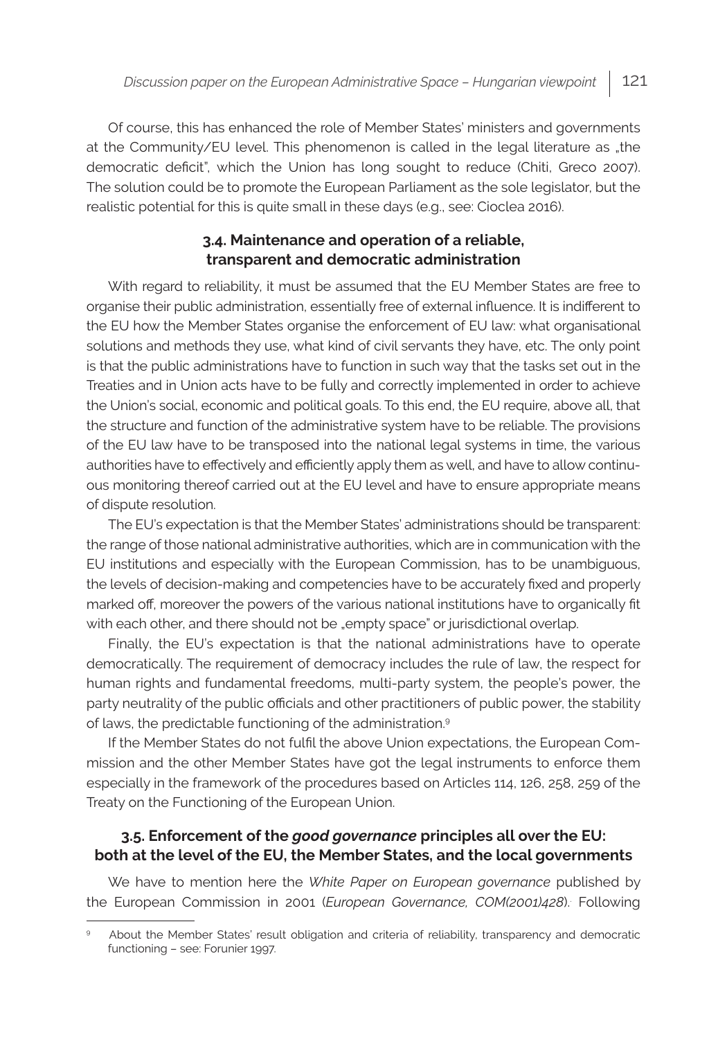Of course, this has enhanced the role of Member States' ministers and governments at the Community/EU level. This phenomenon is called in the legal literature as „the democratic deficit", which the Union has long sought to reduce (Chiti, Greco 2007). The solution could be to promote the European Parliament as the sole legislator, but the realistic potential for this is quite small in these days (e.g., see: Cioclea 2016).

### 3.4. Maintenance and operation of a reliable, transparent and democratic administration

With regard to reliability, it must be assumed that the EU Member States are free to organise their public administration, essentially free of external influence. It is indifferent to the EU how the Member States organise the enforcement of EU law: what organisational solutions and methods they use, what kind of civil servants they have, etc. The only point is that the public administrations have to function in such way that the tasks set out in the Treaties and in Union acts have to be fully and correctly implemented in order to achieve the Union's social, economic and political goals. To this end, the EU require, above all, that the structure and function of the administrative system have to be reliable. The provisions of the EU law have to be transposed into the national legal systems in time, the various authorities have to effectively and efficiently apply them as well, and have to allow continuous monitoring thereof carried out at the EU level and have to ensure appropriate means of dispute resolution.

The EU's expectation is that the Member States' administrations should be transparent: the range of those national administrative authorities, which are in communication with the EU institutions and especially with the European Commission, has to be unambiguous, the levels of decision-making and competencies have to be accurately fixed and properly marked off, moreover the powers of the various national institutions have to organically fit with each other, and there should not be „empty space" or jurisdictional overlap.

Finally, the EU's expectation is that the national administrations have to operate democratically. The requirement of democracy includes the rule of law, the respect for human rights and fundamental freedoms, multi-party system, the people's power, the party neutrality of the public officials and other practitioners of public power, the stability of laws, the predictable functioning of the administration.[9]

If the Member States do not fulfil the above Union expectations, the European Commission and the other Member States have got the legal instruments to enforce them especially in the framework of the procedures based on Articles 114, 126, 258, 259 of the Treaty on the Functioning of the European Union.

### 3.5. Enforcement of the *good governance* principles all over the EU: both at the level of the EU, the Member States, and the local governments

We have to mention here the *White Paper on European governance* published by the European Commission in 2001 (*European Governance, COM(2001)428*). Following

---

[9] About the Member States' result obligation and criteria of reliability, transparency and democratic functioning – see: Forunier 1997.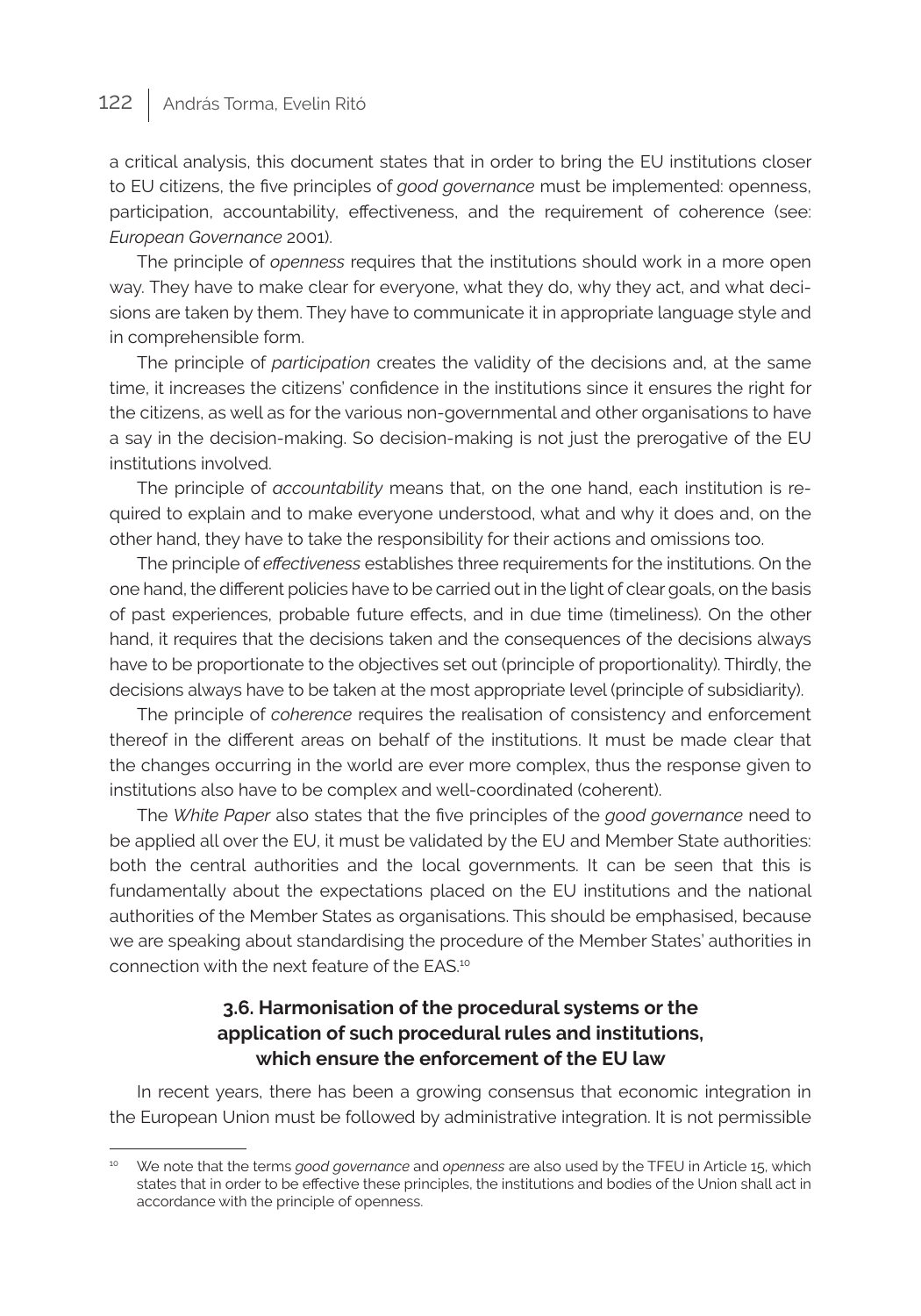a critical analysis, this document states that in order to bring the EU institutions closer to EU citizens, the five principles of *good governance* must be implemented: openness, participation, accountability, effectiveness, and the requirement of coherence (see: *European Governance* 2001).

The principle of *openness* requires that the institutions should work in a more open way. They have to make clear for everyone, what they do, why they act, and what decisions are taken by them. They have to communicate it in appropriate language style and in comprehensible form.

The principle of *participation* creates the validity of the decisions and, at the same time, it increases the citizens' confidence in the institutions since it ensures the right for the citizens, as well as for the various non-governmental and other organisations to have a say in the decision-making. So decision-making is not just the prerogative of the EU institutions involved.

The principle of *accountability* means that, on the one hand, each institution is required to explain and to make everyone understood, what and why it does and, on the other hand, they have to take the responsibility for their actions and omissions too.

The principle of *effectiveness* establishes three requirements for the institutions. On the one hand, the different policies have to be carried out in the light of clear goals, on the basis of past experiences, probable future effects, and in due time (timeliness). On the other hand, it requires that the decisions taken and the consequences of the decisions always have to be proportionate to the objectives set out (principle of proportionality). Thirdly, the decisions always have to be taken at the most appropriate level (principle of subsidiarity).

The principle of *coherence* requires the realisation of consistency and enforcement thereof in the different areas on behalf of the institutions. It must be made clear that the changes occurring in the world are ever more complex, thus the response given to institutions also have to be complex and well-coordinated (coherent).

The *White Paper* also states that the five principles of the *good governance* need to be applied all over the EU, it must be validated by the EU and Member State authorities: both the central authorities and the local governments. It can be seen that this is fundamentally about the expectations placed on the EU institutions and the national authorities of the Member States as organisations. This should be emphasised, because we are speaking about standardising the procedure of the Member States' authorities in connection with the next feature of the EAS.[10]

### 3.6. Harmonisation of the procedural systems or the application of such procedural rules and institutions, which ensure the enforcement of the EU law

In recent years, there has been a growing consensus that economic integration in the European Union must be followed by administrative integration. It is not permissible

---

[10] We note that the terms *good governance* and *openness* are also used by the TFEU in Article 15, which states that in order to be effective these principles, the institutions and bodies of the Union shall act in accordance with the principle of openness.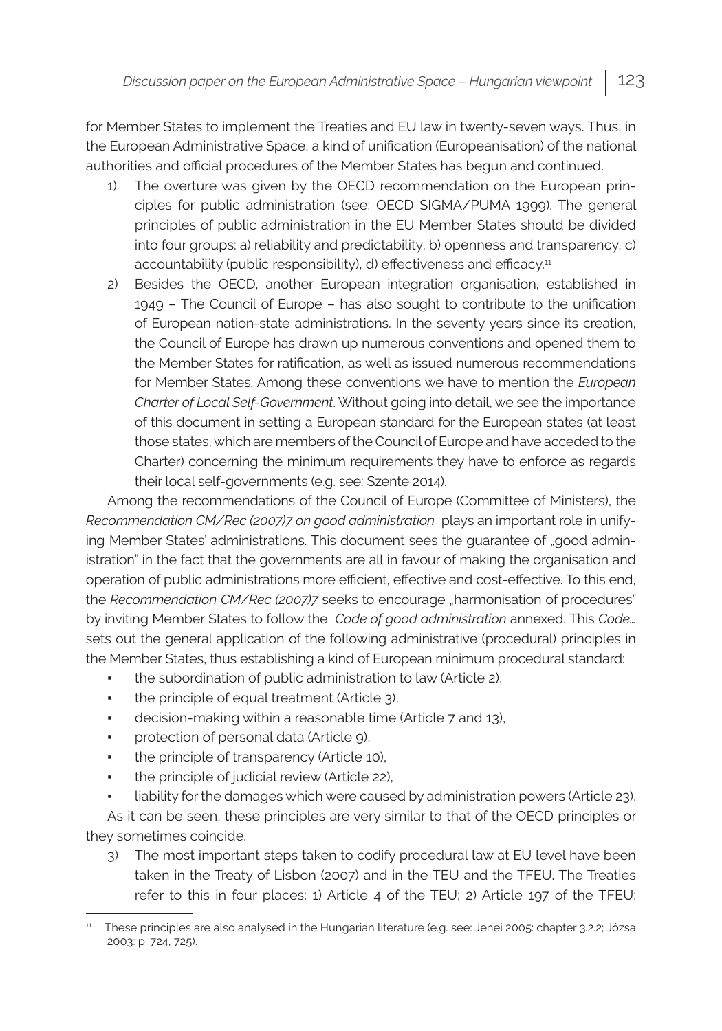for Member States to implement the Treaties and EU law in twenty-seven ways. Thus, in the European Administrative Space, a kind of unification (Europeanisation) of the national authorities and official procedures of the Member States has begun and continued.

1) The overture was given by the OECD recommendation on the European principles for public administration (see: OECD SIGMA/PUMA 1999). The general principles of public administration in the EU Member States should be divided into four groups: a) reliability and predictability, b) openness and transparency, c) accountability (public responsibility), d) effectiveness and efficacy.[11]
2) Besides the OECD, another European integration organisation, established in 1949 – The Council of Europe – has also sought to contribute to the unification of European nation-state administrations. In the seventy years since its creation, the Council of Europe has drawn up numerous conventions and opened them to the Member States for ratification, as well as issued numerous recommendations for Member States. Among these conventions we have to mention the *European Charter of Local Self-Government*. Without going into detail, we see the importance of this document in setting a European standard for the European states (at least those states, which are members of the Council of Europe and have acceded to the Charter) concerning the minimum requirements they have to enforce as regards their local self-governments (e.g. see: Szente 2014).

Among the recommendations of the Council of Europe (Committee of Ministers), the *Recommendation CM/Rec (2007)7 on good administration* plays an important role in unifying Member States' administrations. This document sees the guarantee of „good administration" in the fact that the governments are all in favour of making the organisation and operation of public administrations more efficient, effective and cost-effective. To this end, the *Recommendation CM/Rec (2007)7* seeks to encourage „harmonisation of procedures" by inviting Member States to follow the *Code of good administration* annexed. This *Code…* sets out the general application of the following administrative (procedural) principles in the Member States, thus establishing a kind of European minimum procedural standard:

- the subordination of public administration to law (Article 2),
- the principle of equal treatment (Article 3),
- decision-making within a reasonable time (Article 7 and 13),
- protection of personal data (Article 9),
- the principle of transparency (Article 10),
- the principle of judicial review (Article 22),
- liability for the damages which were caused by administration powers (Article 23).

As it can be seen, these principles are very similar to that of the OECD principles or they sometimes coincide.

3) The most important steps taken to codify procedural law at EU level have been taken in the Treaty of Lisbon (2007) and in the TEU and the TFEU. The Treaties refer to this in four places: 1) Article 4 of the TEU; 2) Article 197 of the TFEU:

[11] These principles are also analysed in the Hungarian literature (e.g. see: Jenei 2005: chapter 3.2.2; Józsa 2003: p. 724, 725).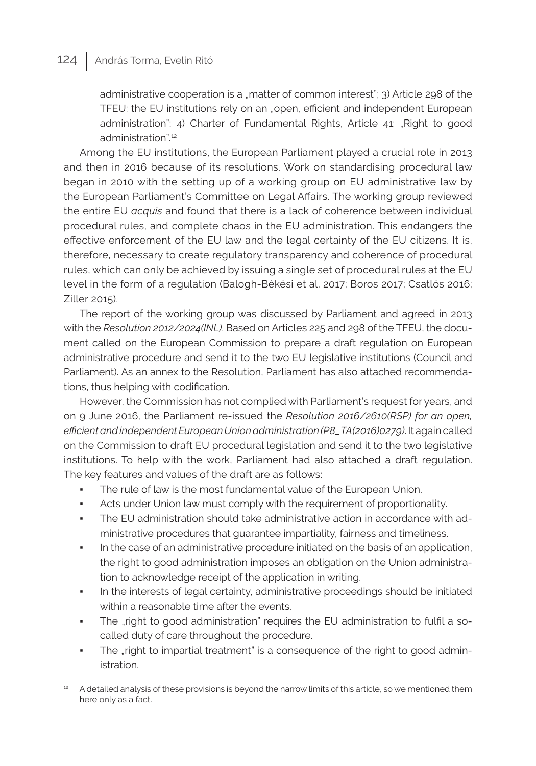administrative cooperation is a „matter of common interest"; 3) Article 298 of the TFEU: the EU institutions rely on an „open, efficient and independent European administration"; 4) Charter of Fundamental Rights, Article 41: „Right to good administration".[12]

Among the EU institutions, the European Parliament played a crucial role in 2013 and then in 2016 because of its resolutions. Work on standardising procedural law began in 2010 with the setting up of a working group on EU administrative law by the European Parliament's Committee on Legal Affairs. The working group reviewed the entire EU *acquis* and found that there is a lack of coherence between individual procedural rules, and complete chaos in the EU administration. This endangers the effective enforcement of the EU law and the legal certainty of the EU citizens. It is, therefore, necessary to create regulatory transparency and coherence of procedural rules, which can only be achieved by issuing a single set of procedural rules at the EU level in the form of a regulation (Balogh-Békési et al. 2017; Boros 2017; Csatlós 2016; Ziller 2015).

The report of the working group was discussed by Parliament and agreed in 2013 with the *Resolution 2012/2024(INL)*. Based on Articles 225 and 298 of the TFEU, the document called on the European Commission to prepare a draft regulation on European administrative procedure and send it to the two EU legislative institutions (Council and Parliament). As an annex to the Resolution, Parliament has also attached recommendations, thus helping with codification.

However, the Commission has not complied with Parliament's request for years, and on 9 June 2016, the Parliament re-issued the *Resolution 2016/2610(RSP) for an open, efficient and independent European Union administration (P8_TA(2016)0279)*. It again called on the Commission to draft EU procedural legislation and send it to the two legislative institutions. To help with the work, Parliament had also attached a draft regulation. The key features and values of the draft are as follows:

- The rule of law is the most fundamental value of the European Union.
- Acts under Union law must comply with the requirement of proportionality.
- The EU administration should take administrative action in accordance with administrative procedures that guarantee impartiality, fairness and timeliness.
- In the case of an administrative procedure initiated on the basis of an application, the right to good administration imposes an obligation on the Union administration to acknowledge receipt of the application in writing.
- In the interests of legal certainty, administrative proceedings should be initiated within a reasonable time after the events.
- The „right to good administration" requires the EU administration to fulfil a so-called duty of care throughout the procedure.
- The „right to impartial treatment" is a consequence of the right to good administration.

[12] A detailed analysis of these provisions is beyond the narrow limits of this article, so we mentioned them here only as a fact.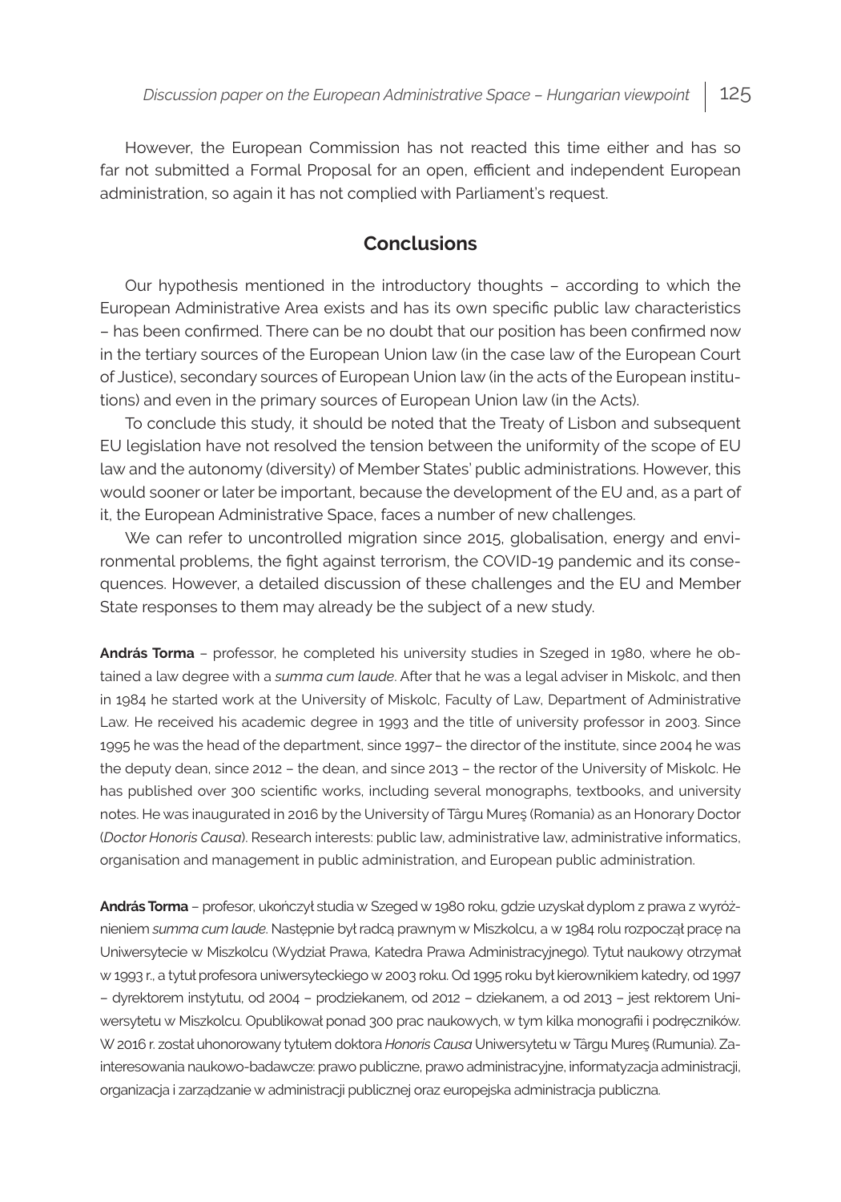However, the European Commission has not reacted this time either and has so far not submitted a Formal Proposal for an open, efficient and independent European administration, so again it has not complied with Parliament's request.

## Conclusions

Our hypothesis mentioned in the introductory thoughts – according to which the European Administrative Area exists and has its own specific public law characteristics – has been confirmed. There can be no doubt that our position has been confirmed now in the tertiary sources of the European Union law (in the case law of the European Court of Justice), secondary sources of European Union law (in the acts of the European institutions) and even in the primary sources of European Union law (in the Acts).

To conclude this study, it should be noted that the Treaty of Lisbon and subsequent EU legislation have not resolved the tension between the uniformity of the scope of EU law and the autonomy (diversity) of Member States' public administrations. However, this would sooner or later be important, because the development of the EU and, as a part of it, the European Administrative Space, faces a number of new challenges.

We can refer to uncontrolled migration since 2015, globalisation, energy and environmental problems, the fight against terrorism, the COVID-19 pandemic and its consequences. However, a detailed discussion of these challenges and the EU and Member State responses to them may already be the subject of a new study.

**András Torma** – professor, he completed his university studies in Szeged in 1980, where he obtained a law degree with a *summa cum laude*. After that he was a legal adviser in Miskolc, and then in 1984 he started work at the University of Miskolc, Faculty of Law, Department of Administrative Law. He received his academic degree in 1993 and the title of university professor in 2003. Since 1995 he was the head of the department, since 1997– the director of the institute, since 2004 he was the deputy dean, since 2012 – the dean, and since 2013 – the rector of the University of Miskolc. He has published over 300 scientific works, including several monographs, textbooks, and university notes. He was inaugurated in 2016 by the University of Târgu Mureş (Romania) as an Honorary Doctor (*Doctor Honoris Causa*). Research interests: public law, administrative law, administrative informatics, organisation and management in public administration, and European public administration.

**András Torma** – profesor, ukończył studia w Szeged w 1980 roku, gdzie uzyskał dyplom z prawa z wyróżnieniem *summa cum laude*. Następnie był radcą prawnym w Miszkolcu, a w 1984 rolu rozpoczął pracę na Uniwersytecie w Miszkolcu (Wydział Prawa, Katedra Prawa Administracyjnego). Tytuł naukowy otrzymał w 1993 r., a tytuł profesora uniwersyteckiego w 2003 roku. Od 1995 roku był kierownikiem katedry, od 1997 – dyrektorem instytutu, od 2004 – prodziekanem, od 2012 – dziekanem, a od 2013 – jest rektorem Uniwersytetu w Miszkolcu. Opublikował ponad 300 prac naukowych, w tym kilka monografii i podręczników. W 2016 r. został uhonorowany tytułem doktora *Honoris Causa* Uniwersytetu w Târgu Mureş (Rumunia). Zainteresowania naukowo-badawcze: prawo publiczne, prawo administracyjne, informatyzacja administracji, organizacja i zarządzanie w administracji publicznej oraz europejska administracja publiczna.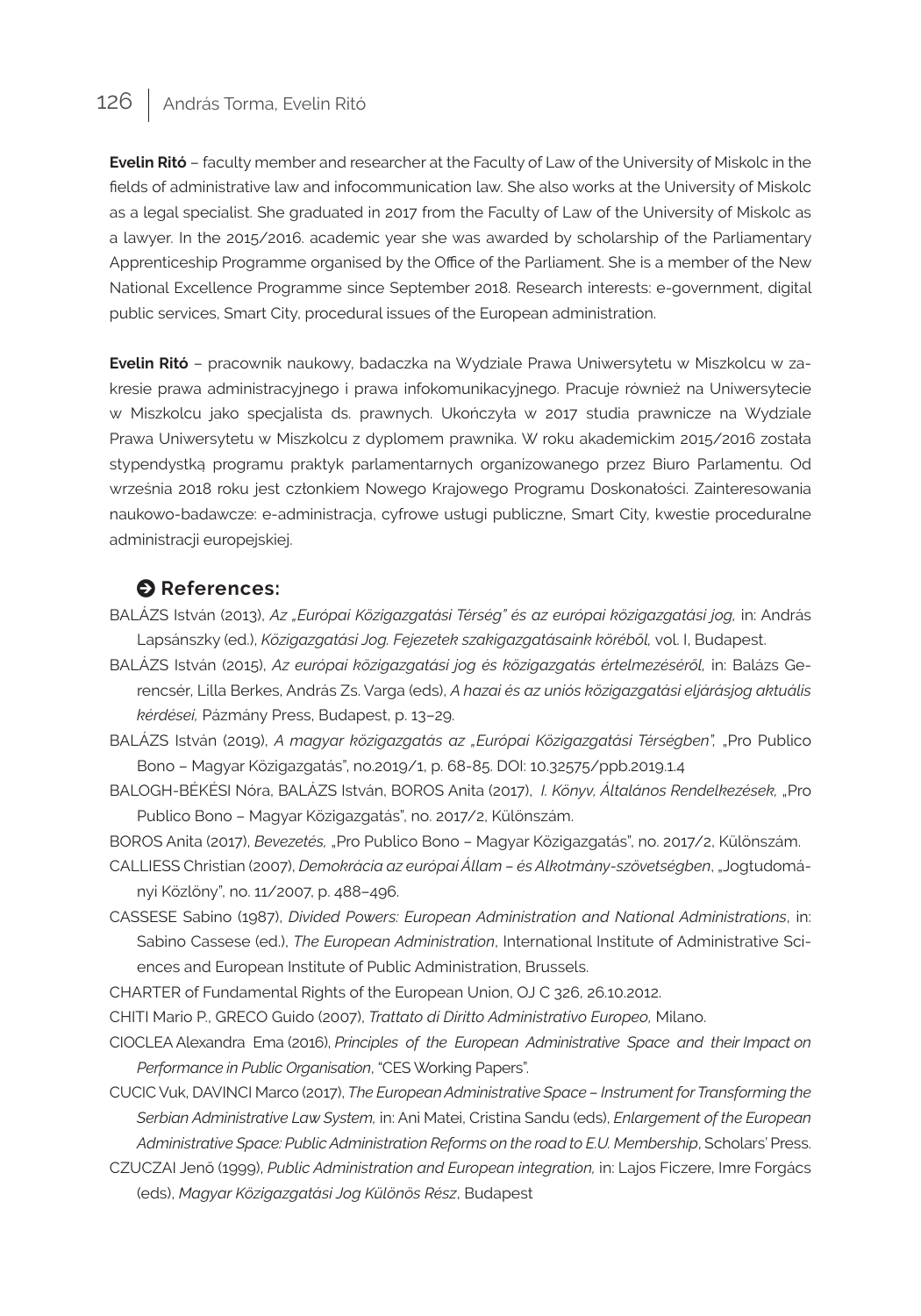**Evelin Ritó** – faculty member and researcher at the Faculty of Law of the University of Miskolc in the fields of administrative law and infocommunication law. She also works at the University of Miskolc as a legal specialist. She graduated in 2017 from the Faculty of Law of the University of Miskolc as a lawyer. In the 2015/2016. academic year she was awarded by scholarship of the Parliamentary Apprenticeship Programme organised by the Office of the Parliament. She is a member of the New National Excellence Programme since September 2018. Research interests: e-government, digital public services, Smart City, procedural issues of the European administration.

**Evelin Ritó** – pracownik naukowy, badaczka na Wydziale Prawa Uniwersytetu w Miszkolcu w zakresie prawa administracyjnego i prawa infokomunikacyjnego. Pracuje również na Uniwersytecie w Miszkolcu jako specjalista ds. prawnych. Ukończyła w 2017 studia prawnicze na Wydziale Prawa Uniwersytetu w Miszkolcu z dyplomem prawnika. W roku akademickim 2015/2016 została stypendystką programu praktyk parlamentarnych organizowanego przez Biuro Parlamentu. Od września 2018 roku jest członkiem Nowego Krajowego Programu Doskonałości. Zainteresowania naukowo-badawcze: e-administracja, cyfrowe usługi publiczne, Smart City, kwestie proceduralne administracji europejskiej.

## References:

BALÁZS István (2013), *Az „Európai Közigazgatási Térség" és az európai közigazgatási jog,* in: András Lapsánszky (ed.), *Közigazgatási Jog. Fejezetek szakigazgatásaink köréből,* vol. I, Budapest.

BALÁZS István (2015), *Az európai közigazgatási jog és közigazgatás értelmezéséről,* in: Balázs Gerencsér, Lilla Berkes, András Zs. Varga (eds), *A hazai és az uniós közigazgatási eljárásjog aktuális kérdései,* Pázmány Press, Budapest, p. 13–29.

BALÁZS István (2019), *A magyar közigazgatás az „Európai Közigazgatási Térségben",* „Pro Publico Bono – Magyar Közigazgatás", no.2019/1, p. 68-85. DOI: 10.32575/ppb.2019.1.4

BALOGH-BÉKÉSI Nóra, BALÁZS István, BOROS Anita (2017), *I. Könyv, Általános Rendelkezések,* „Pro Publico Bono – Magyar Közigazgatás", no. 2017/2, Különszám.

BOROS Anita (2017), *Bevezetés,* „Pro Publico Bono – Magyar Közigazgatás", no. 2017/2, Különszám.

CALLIESS Christian (2007), *Demokrácia az európai Állam – és Alkotmány-szövetségben*, „Jogtudományi Közlöny", no. 11/2007, p. 488–496.

CASSESE Sabino (1987), *Divided Powers: European Administration and National Administrations*, in: Sabino Cassese (ed.), *The European Administration*, International Institute of Administrative Sciences and European Institute of Public Administration, Brussels.

CHARTER of Fundamental Rights of the European Union, OJ C 326, 26.10.2012.

CHITI Mario P., GRECO Guido (2007), *Trattato di Diritto Administrativo Europeo,* Milano.

CIOCLEA Alexandra Ema (2016), *Principles of the European Administrative Space and their Impact on Performance in Public Organisation*, "CES Working Papers".

CUCIC Vuk, DAVINCI Marco (2017), *The European Administrative Space – Instrument for Transforming the Serbian Administrative Law System,* in: Ani Matei, Cristina Sandu (eds), *Enlargement of the European Administrative Space: Public Administration Reforms on the road to E.U. Membership*, Scholars' Press.

CZUCZAI Jenő (1999), *Public Administration and European integration,* in: Lajos Ficzere, Imre Forgács (eds), *Magyar Közigazgatási Jog Különös Rész*, Budapest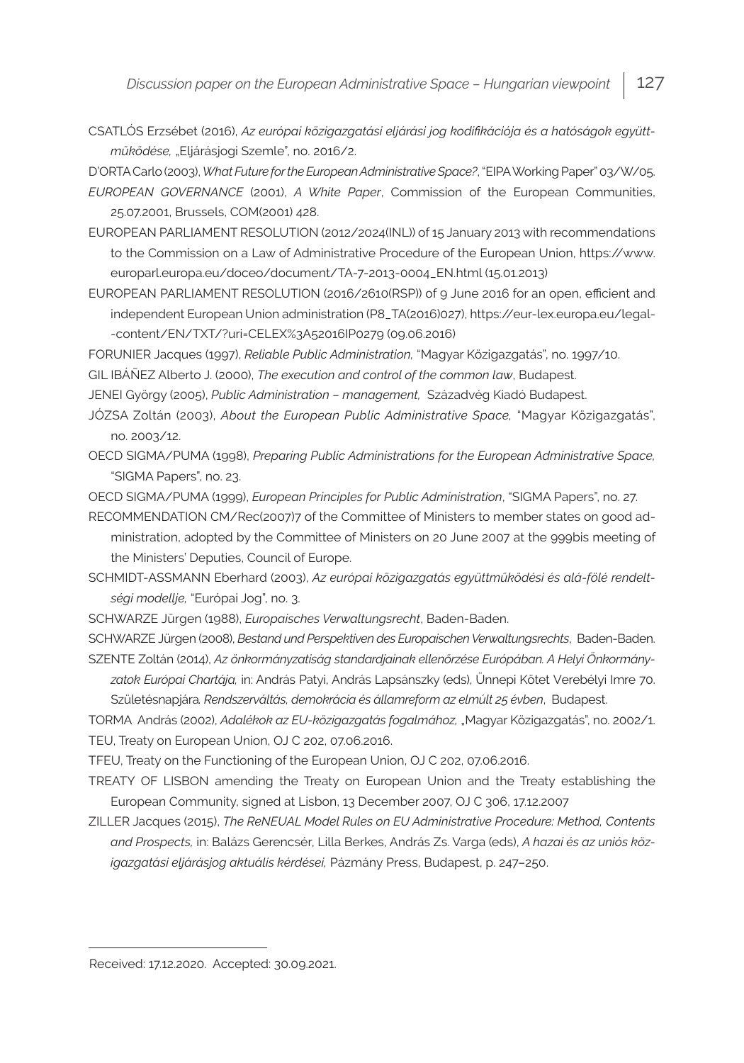CSATLÓS Erzsébet (2016), *Az európai közigazgatási eljárási jog kodifikációja és a hatóságok együttműködése,* „Eljárásjogi Szemle", no. 2016/2.

D'ORTA Carlo (2003), *What Future for the European Administrative Space?*, "EIPA Working Paper" 03/W/05.

*EUROPEAN GOVERNANCE* (2001), *A White Paper*, Commission of the European Communities, 25.07.2001, Brussels, COM(2001) 428.

EUROPEAN PARLIAMENT RESOLUTION (2012/2024(INL)) of 15 January 2013 with recommendations to the Commission on a Law of Administrative Procedure of the European Union, https://www.europarl.europa.eu/doceo/document/TA-7-2013-0004_EN.html (15.01.2013)

EUROPEAN PARLIAMENT RESOLUTION (2016/2610(RSP)) of 9 June 2016 for an open, efficient and independent European Union administration (P8_TA(2016)027), https://eur-lex.europa.eu/legal--content/EN/TXT/?uri=CELEX%3A52016IP0279 (09.06.2016)

FORUNIER Jacques (1997), *Reliable Public Administration,* "Magyar Közigazgatás", no. 1997/10.

GIL IBÁÑEZ Alberto J. (2000), *The execution and control of the common law*, Budapest.

JENEI György (2005), *Public Administration – management,* Századvég Kiadó Budapest.

JÓZSA Zoltán (2003), *About the European Public Administrative Space,* "Magyar Közigazgatás", no. 2003/12.

OECD SIGMA/PUMA (1998), *Preparing Public Administrations for the European Administrative Space,* "SIGMA Papers", no. 23.

OECD SIGMA/PUMA (1999), *European Principles for Public Administration*, "SIGMA Papers", no. 27.

RECOMMENDATION CM/Rec(2007)7 of the Committee of Ministers to member states on good administration, adopted by the Committee of Ministers on 20 June 2007 at the 999bis meeting of the Ministers' Deputies, Council of Europe.

SCHMIDT-ASSMANN Eberhard (2003), *Az európai közigazgatás együttműködési és alá-fölé rendeltségi modellje,* "Európai Jog", no. 3.

SCHWARZE Jürgen (1988), *Europaisches Verwaltungsrecht*, Baden-Baden.

SCHWARZE Jürgen (2008), *Bestand und Perspektiven des Europaischen Verwaltungsrechts*, Baden-Baden.

SZENTE Zoltán (2014), *Az önkormányzatiság standardjainak ellenőrzése Európában. A Helyi Önkormányzatok Európai Chartája,* in: András Patyi, András Lapsánszky (eds), Ünnepi Kötet Verebélyi Imre 70. Születésnapjára*. Rendszerváltás, demokrácia és államreform az elmúlt 25 évben*, Budapest.

TORMA András (2002), *Adalékok az EU-közigazgatás fogalmához,* „Magyar Közigazgatás", no. 2002/1.

TEU, Treaty on European Union, OJ C 202, 07.06.2016.

TFEU, Treaty on the Functioning of the European Union, OJ C 202, 07.06.2016.

TREATY OF LISBON amending the Treaty on European Union and the Treaty establishing the European Community, signed at Lisbon, 13 December 2007, OJ C 306, 17.12.2007

ZILLER Jacques (2015), *The ReNEUAL Model Rules on EU Administrative Procedure: Method, Contents and Prospects,* in: Balázs Gerencsér, Lilla Berkes, András Zs. Varga (eds), *A hazai és az uniós közigazgatási eljárásjog aktuális kérdései,* Pázmány Press, Budapest, p. 247–250.

Received: 17.12.2020. Accepted: 30.09.2021.